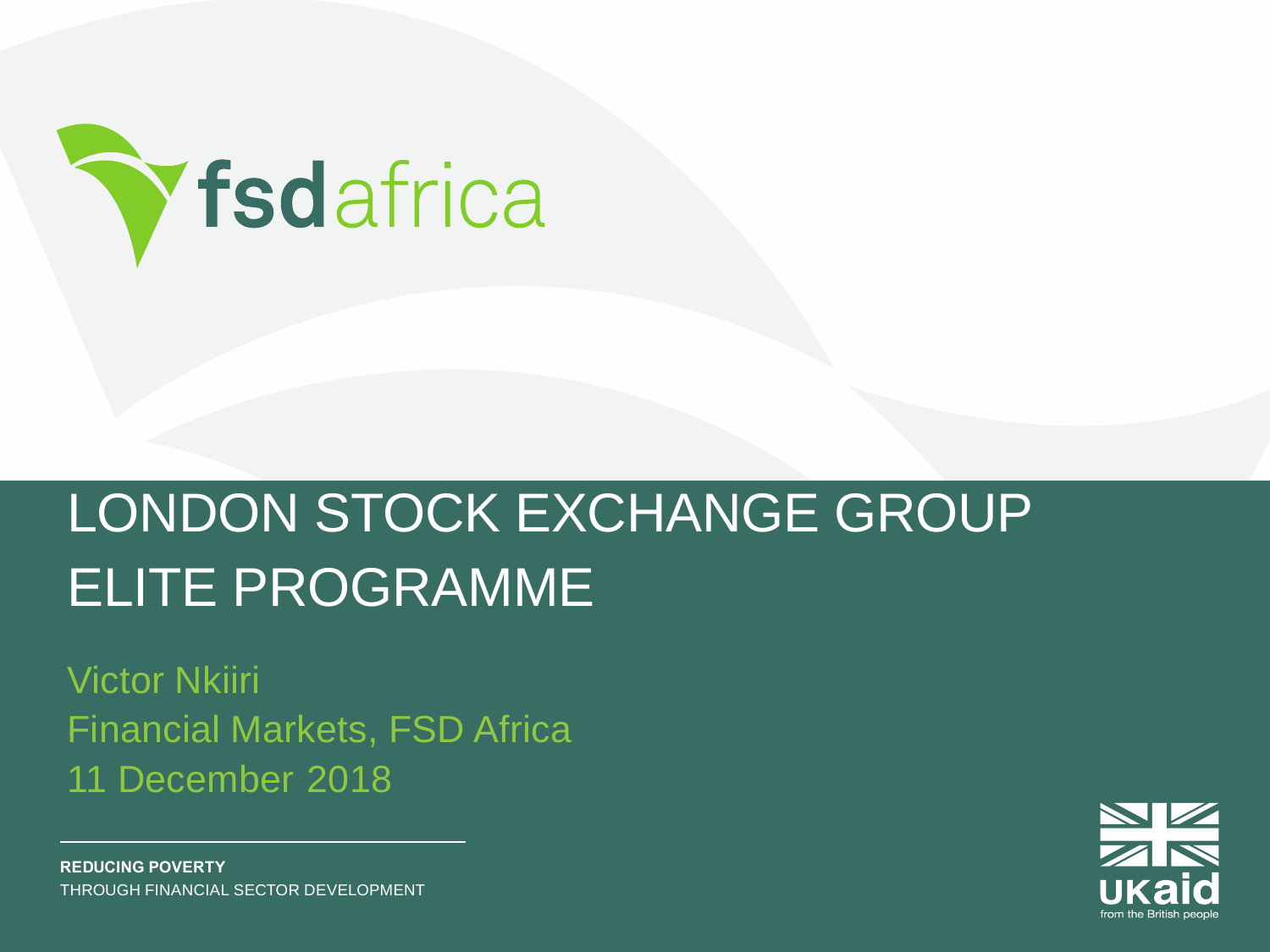fsdafrica

# LONDON STOCK EXCHANGE GROUP ELITE PROGRAMME

Victor Nkiiri
Financial Markets, FSD Africa
11 December 2018

**REDUCING POVERTY**
THROUGH FINANCIAL SECTOR DEVELOPMENT

UKaid
from the British people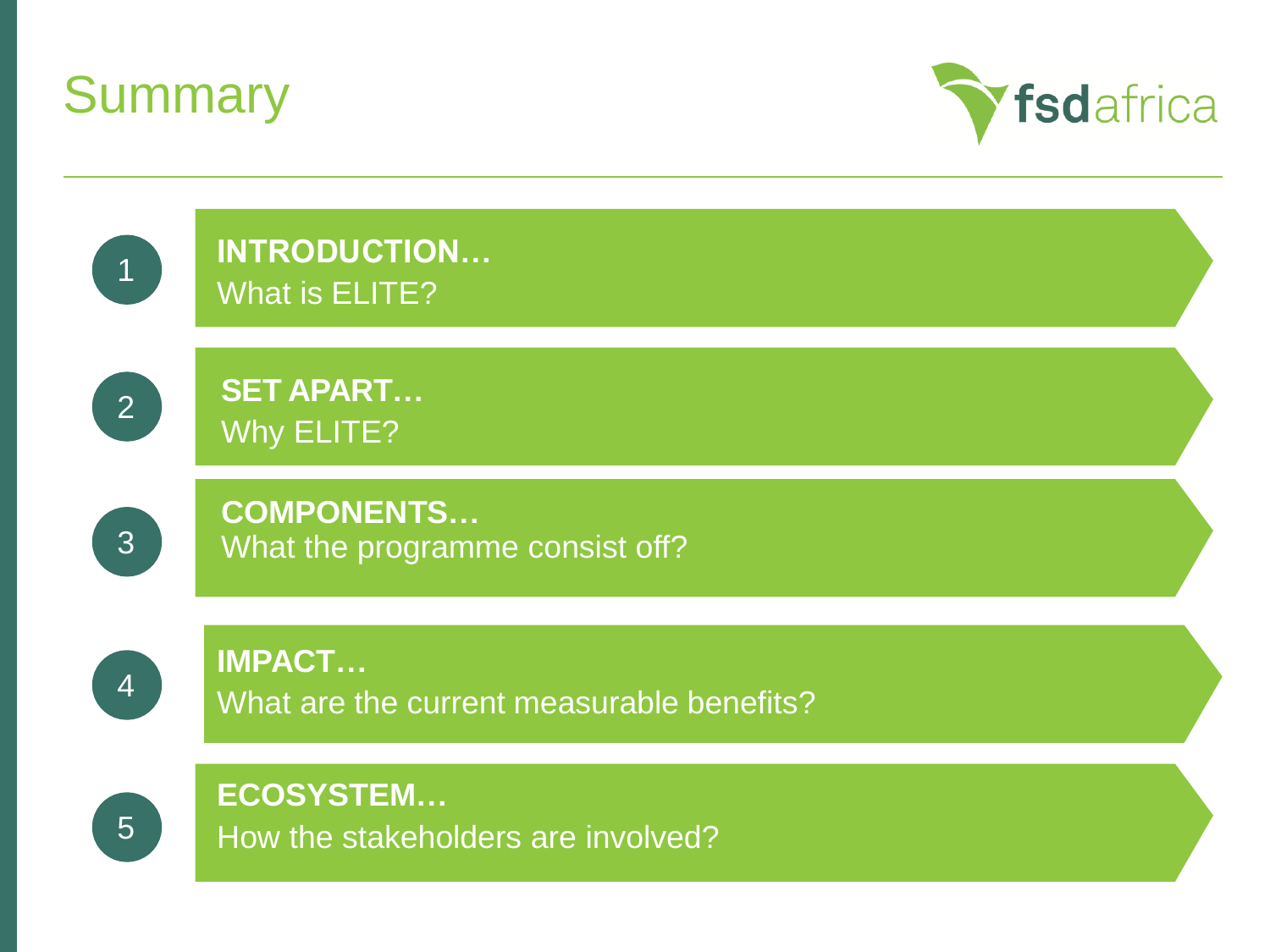# Summary

1. **INTRODUCTION…**
   What is ELITE?

2. **SET APART…**
   Why ELITE?

3. **COMPONENTS…**
   What the programme consist off?

4. **IMPACT…**
   What are the current measurable benefits?

5. **ECOSYSTEM…**
   How the stakeholders are involved?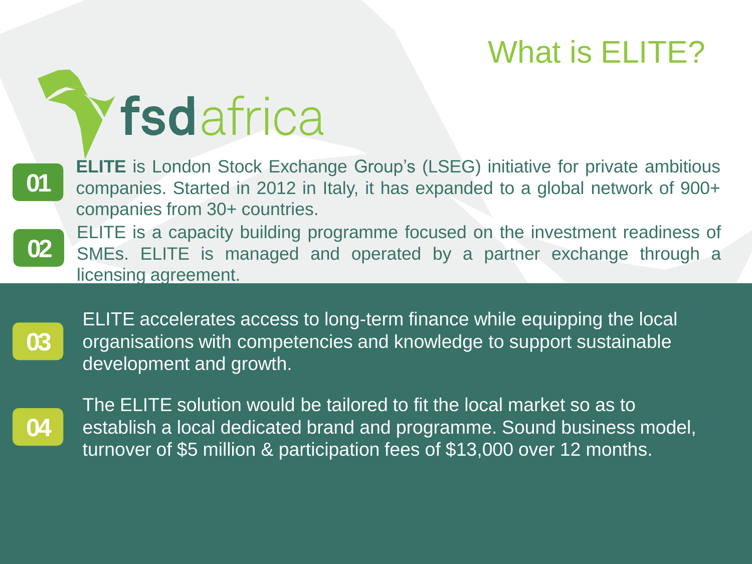# What is ELITE?

fsdafrica

**01** **ELITE** is London Stock Exchange Group's (LSEG) initiative for private ambitious companies. Started in 2012 in Italy, it has expanded to a global network of 900+ companies from 30+ countries.

**02** ELITE is a capacity building programme focused on the investment readiness of SMEs. ELITE is managed and operated by a partner exchange through a licensing agreement.

**03** ELITE accelerates access to long-term finance while equipping the local organisations with competencies and knowledge to support sustainable development and growth.

**04** The ELITE solution would be tailored to fit the local market so as to establish a local dedicated brand and programme. Sound business model, turnover of $5 million & participation fees of $13,000 over 12 months.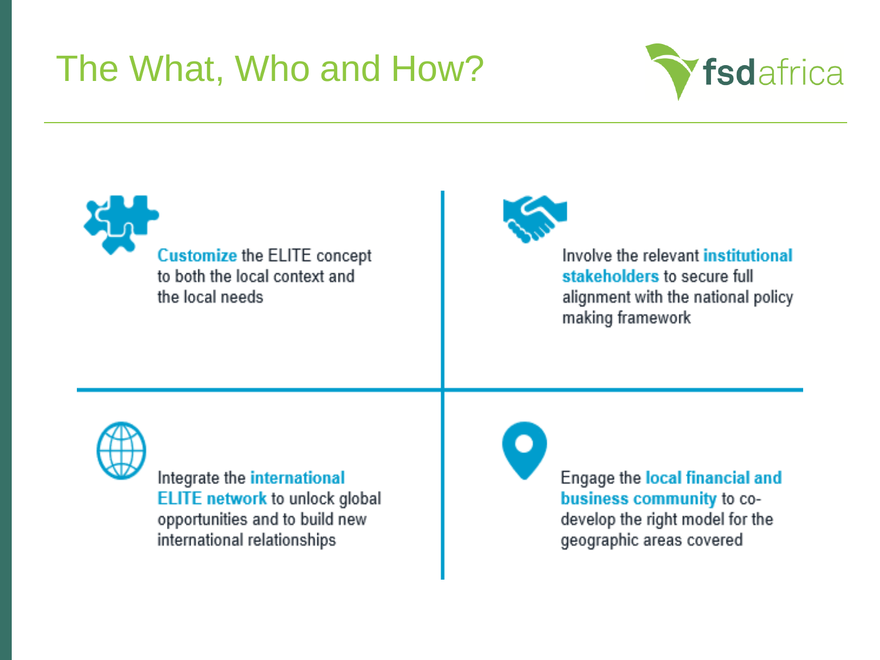# The What, Who and How?

**Customize** the ELITE concept to both the local context and the local needs

Involve the relevant **institutional stakeholders** to secure full alignment with the national policy making framework

Integrate the **international ELITE network** to unlock global opportunities and to build new international relationships

Engage the **local financial and business community** to co-develop the right model for the geographic areas covered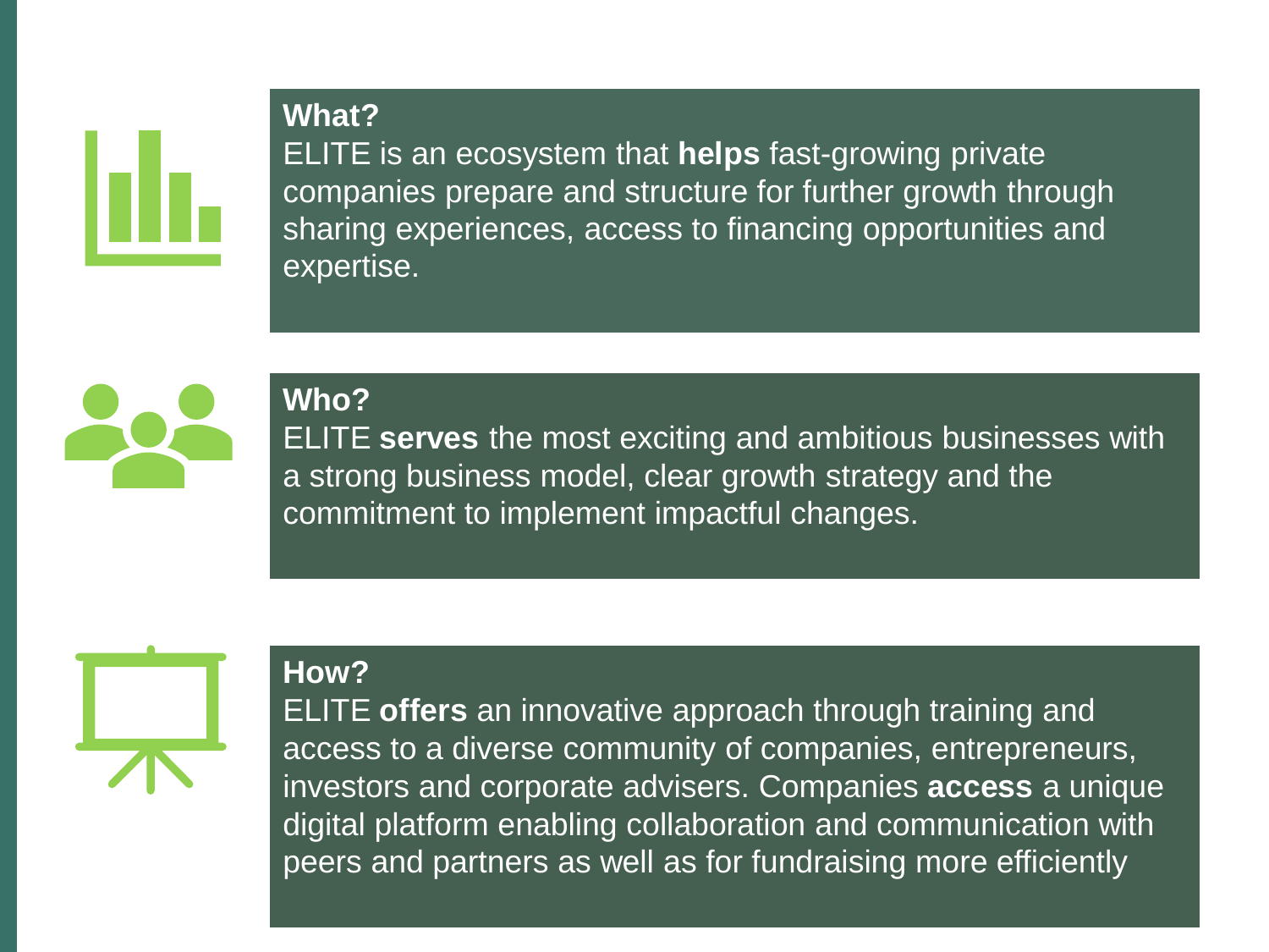**What?**
ELITE is an ecosystem that **helps** fast-growing private companies prepare and structure for further growth through sharing experiences, access to financing opportunities and expertise.

**Who?**
ELITE **serves** the most exciting and ambitious businesses with a strong business model, clear growth strategy and the commitment to implement impactful changes.

**How?**
ELITE **offers** an innovative approach through training and access to a diverse community of companies, entrepreneurs, investors and corporate advisers. Companies **access** a unique digital platform enabling collaboration and communication with peers and partners as well as for fundraising more efficiently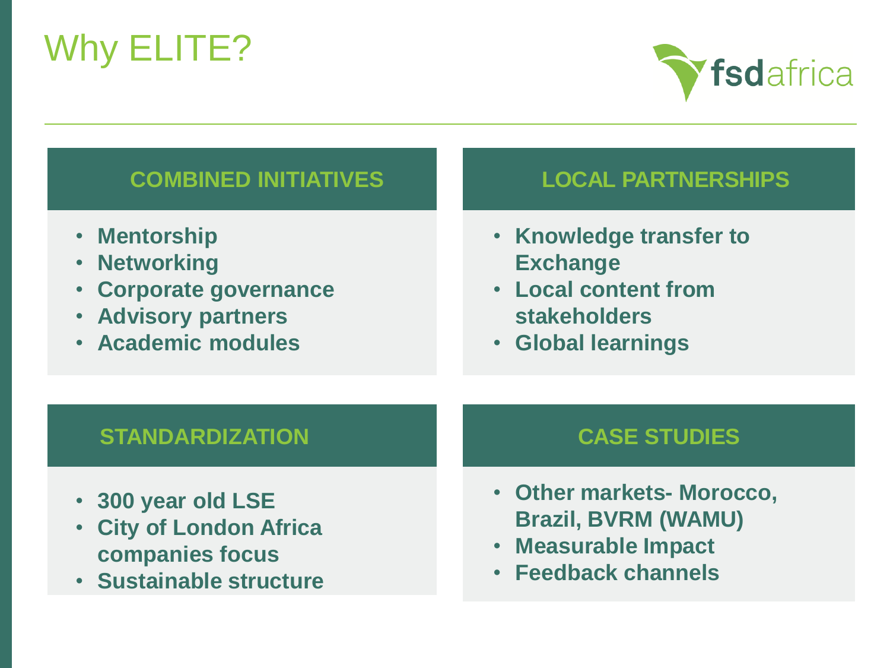# Why ELITE?

### COMBINED INITIATIVES

- **Mentorship**
- **Networking**
- **Corporate governance**
- **Advisory partners**
- **Academic modules**

### LOCAL PARTNERSHIPS

- **Knowledge transfer to Exchange**
- **Local content from stakeholders**
- **Global learnings**

### STANDARDIZATION

- **300 year old LSE**
- **City of London Africa companies focus**
- **Sustainable structure**

### CASE STUDIES

- **Other markets- Morocco, Brazil, BVRM (WAMU)**
- **Measurable Impact**
- **Feedback channels**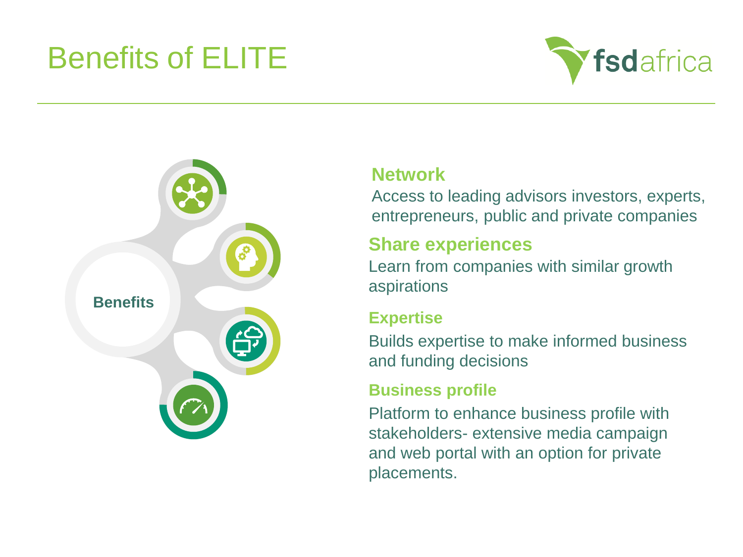# Benefits of ELITE

Benefits

### Network

Access to leading advisors investors, experts, entrepreneurs, public and private companies

### Share experiences

Learn from companies with similar growth aspirations

### Expertise

Builds expertise to make informed business and funding decisions

### Business profile

Platform to enhance business profile with stakeholders- extensive media campaign and web portal with an option for private placements.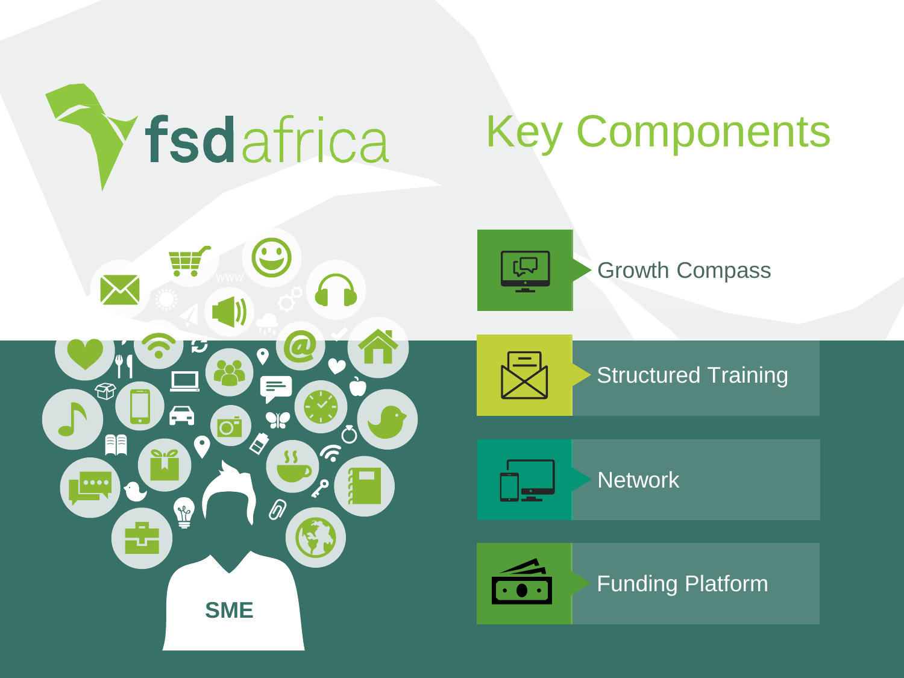fsdafrica

# Key Components

- Growth Compass
- Structured Training
- Network
- Funding Platform

SME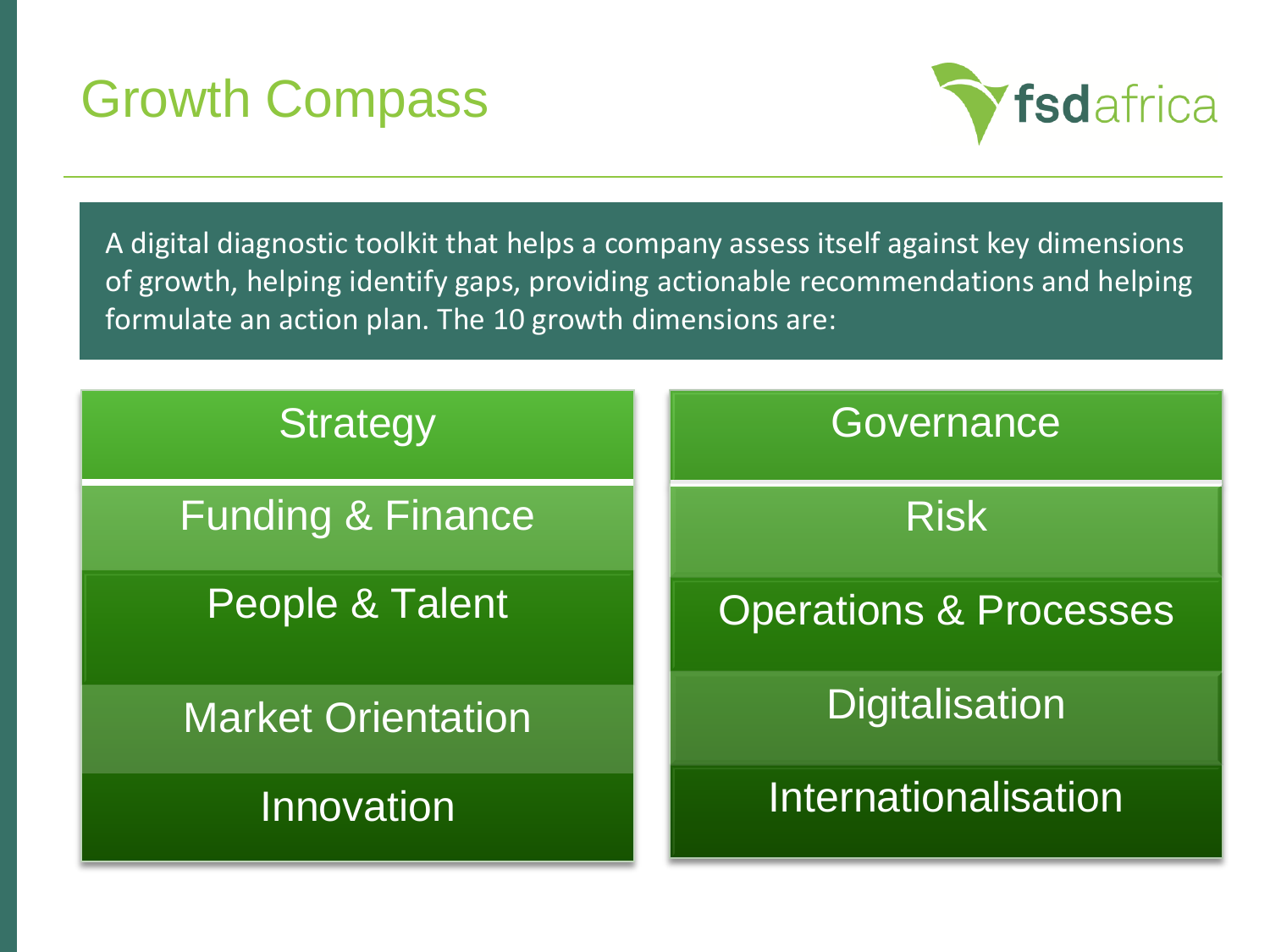# Growth Compass

fsdafrica

A digital diagnostic toolkit that helps a company assess itself against key dimensions of growth, helping identify gaps, providing actionable recommendations and helping formulate an action plan. The 10 growth dimensions are:

- Strategy
- Funding & Finance
- People & Talent
- Market Orientation
- Innovation
- Governance
- Risk
- Operations & Processes
- Digitalisation
- Internationalisation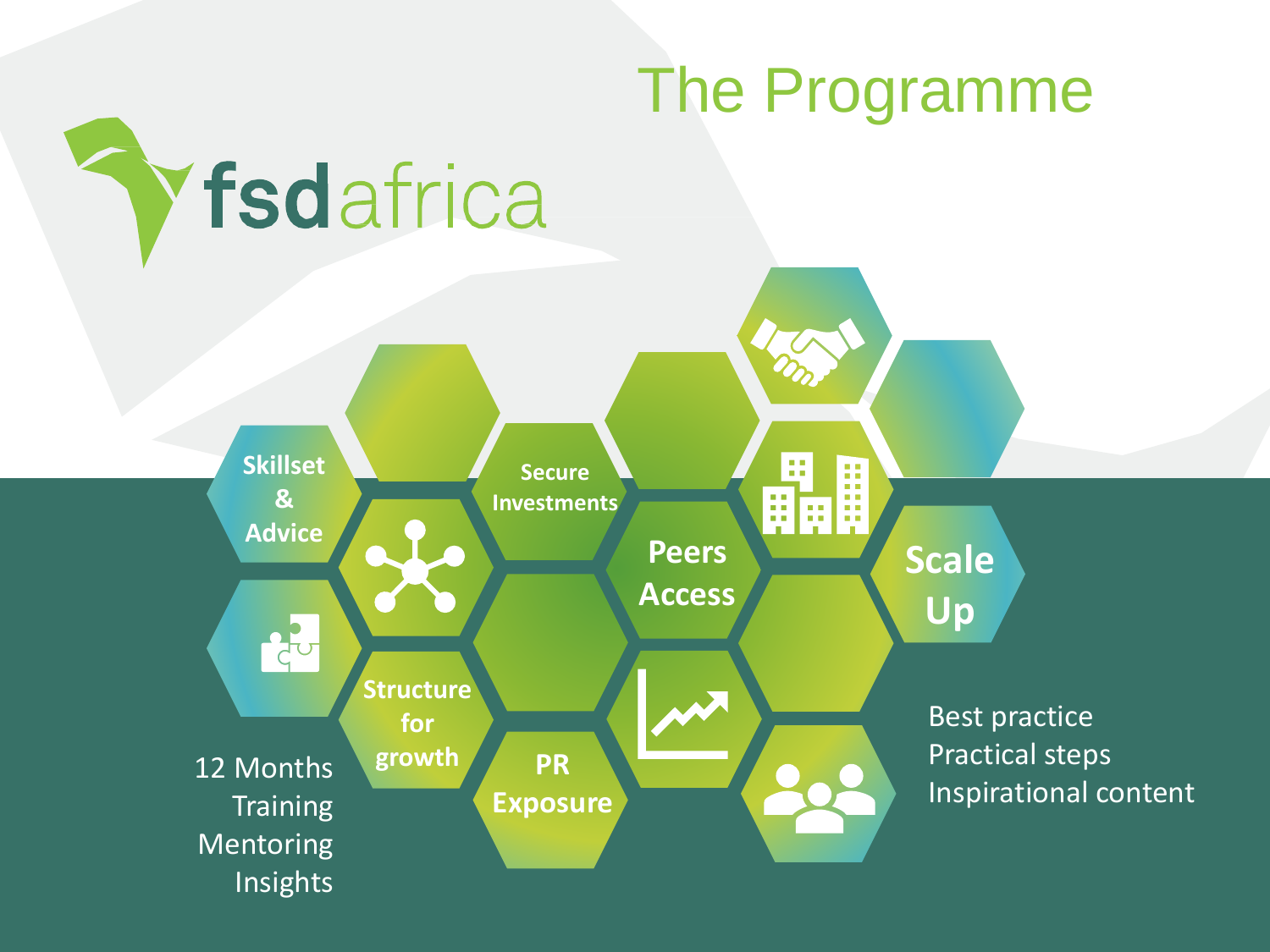# The Programme

fsdafrica

- Skillset & Advice
- Secure Investments
- Peers Access
- Scale Up
- Structure for growth
- PR Exposure

12 Months
Training
Mentoring
Insights

Best practice
Practical steps
Inspirational content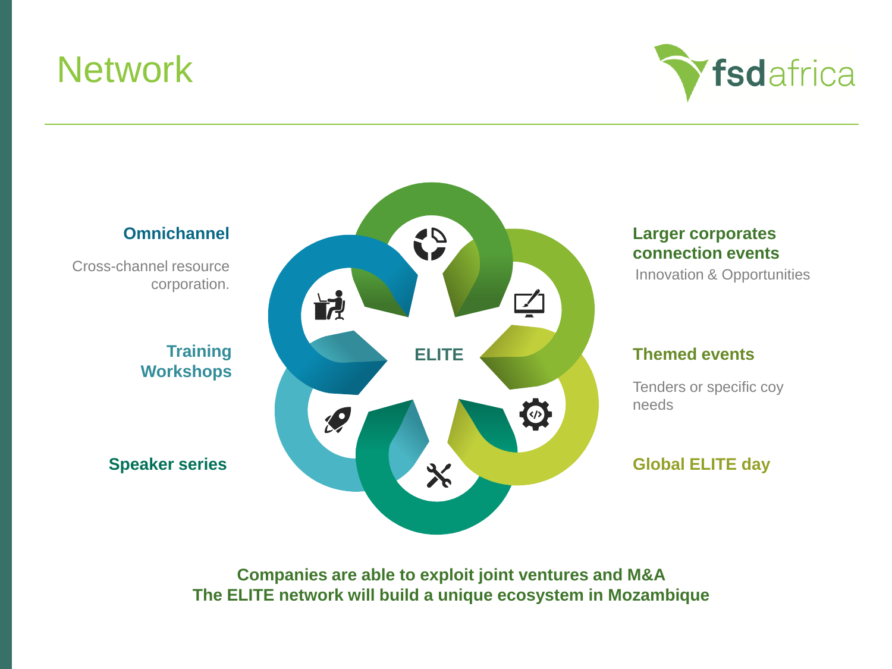# Network

**Omnichannel**

Cross-channel resource corporation.

**Training Workshops**

**Speaker series**

**ELITE**

**Larger corporates connection events**

Innovation & Opportunities

**Themed events**

Tenders or specific coy needs

**Global ELITE day**

**Companies are able to exploit joint ventures and M&A**
**The ELITE network will build a unique ecosystem in Mozambique**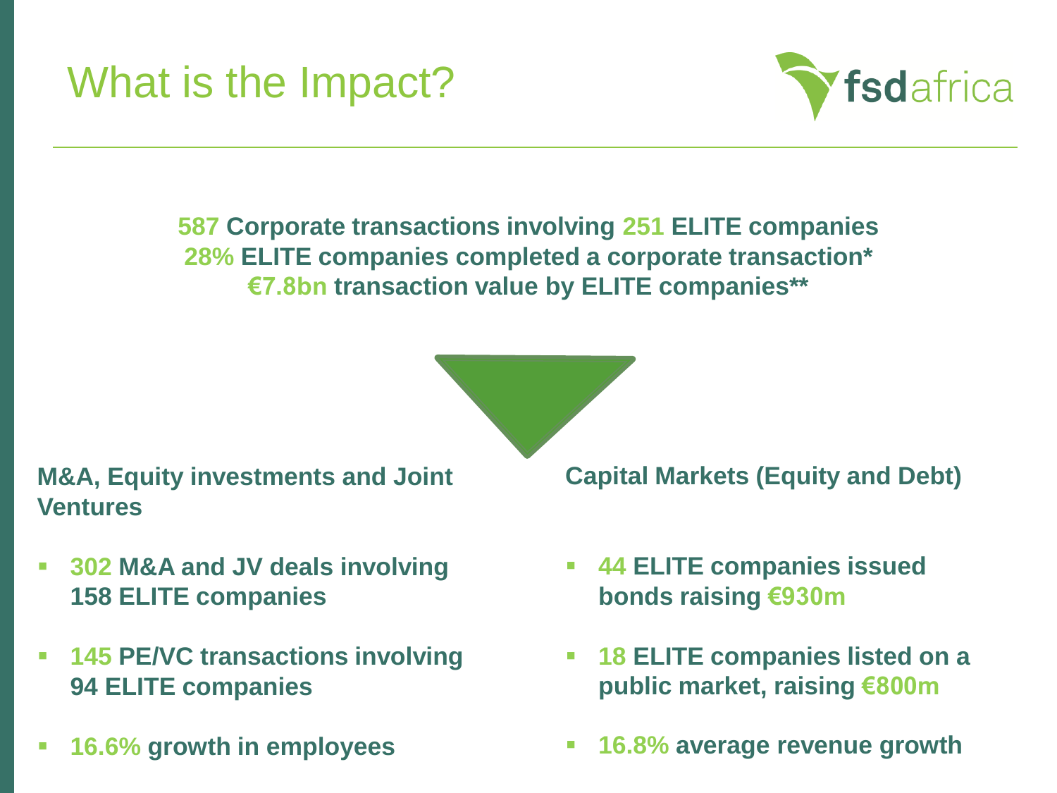# What is the Impact?

**587 Corporate transactions involving 251 ELITE companies**
**28% ELITE companies completed a corporate transaction***
**€7.8bn transaction value by ELITE companies****

**M&A, Equity investments and Joint Ventures**

- **302 M&A and JV deals involving 158 ELITE companies**
- **145 PE/VC transactions involving 94 ELITE companies**
- **16.6% growth in employees**

**Capital Markets (Equity and Debt)**

- **44 ELITE companies issued bonds raising €930m**
- **18 ELITE companies listed on a public market, raising €800m**
- **16.8% average revenue growth**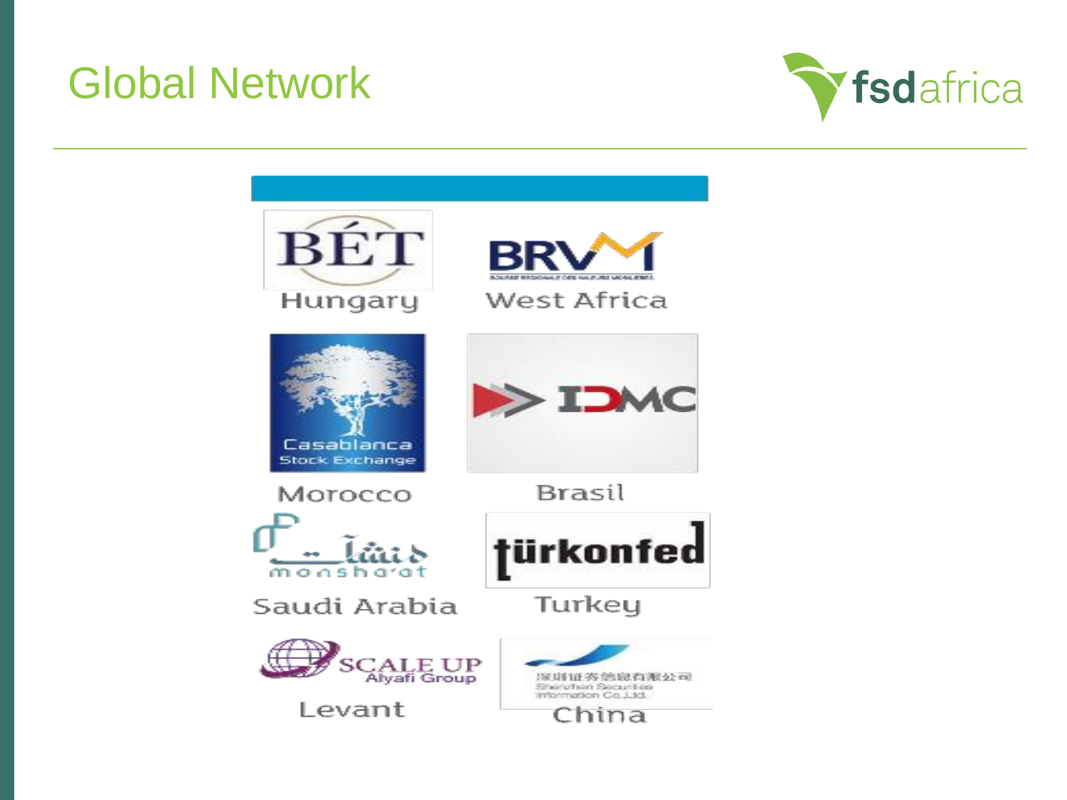# Global Network

Hungary

West Africa

Morocco

Brasil

Saudi Arabia

Turkey

Levant

China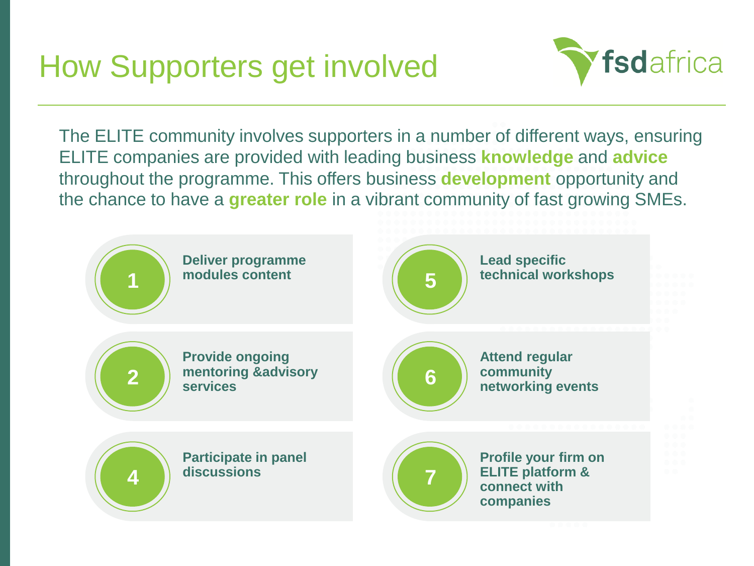# How Supporters get involved

fsdafrica

The ELITE community involves supporters in a number of different ways, ensuring ELITE companies are provided with leading business **knowledge** and **advice** throughout the programme. This offers business **development** opportunity and the chance to have a **greater role** in a vibrant community of fast growing SMEs.

1. **Deliver programme modules content**
2. **Provide ongoing mentoring &advisory services**
4. **Participate in panel discussions**
5. **Lead specific technical workshops**
6. **Attend regular community networking events**
7. **Profile your firm on ELITE platform & connect with companies**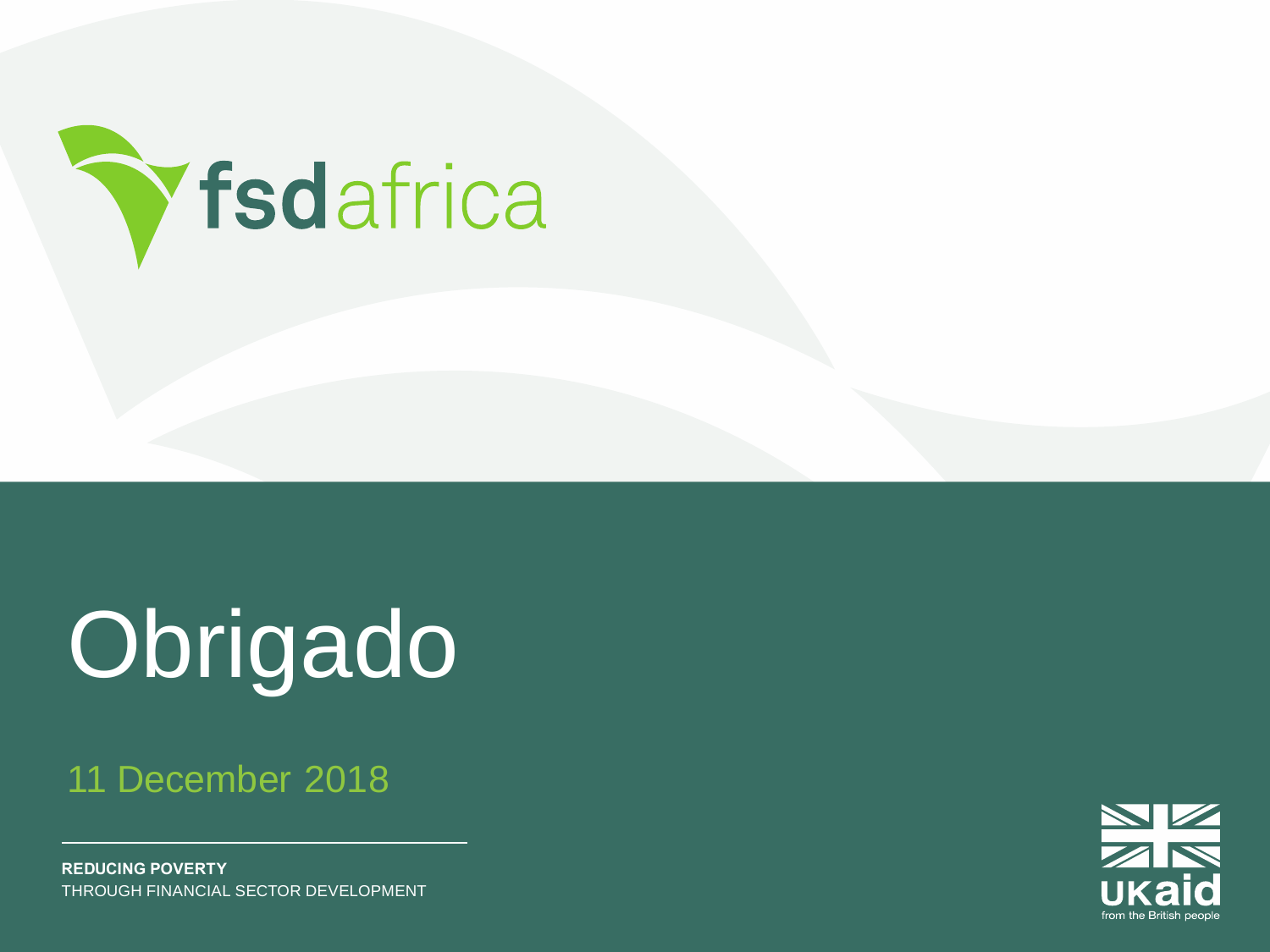fsdafrica

# Obrigado

11 December 2018

**REDUCING POVERTY**
THROUGH FINANCIAL SECTOR DEVELOPMENT

UKaid
from the British people